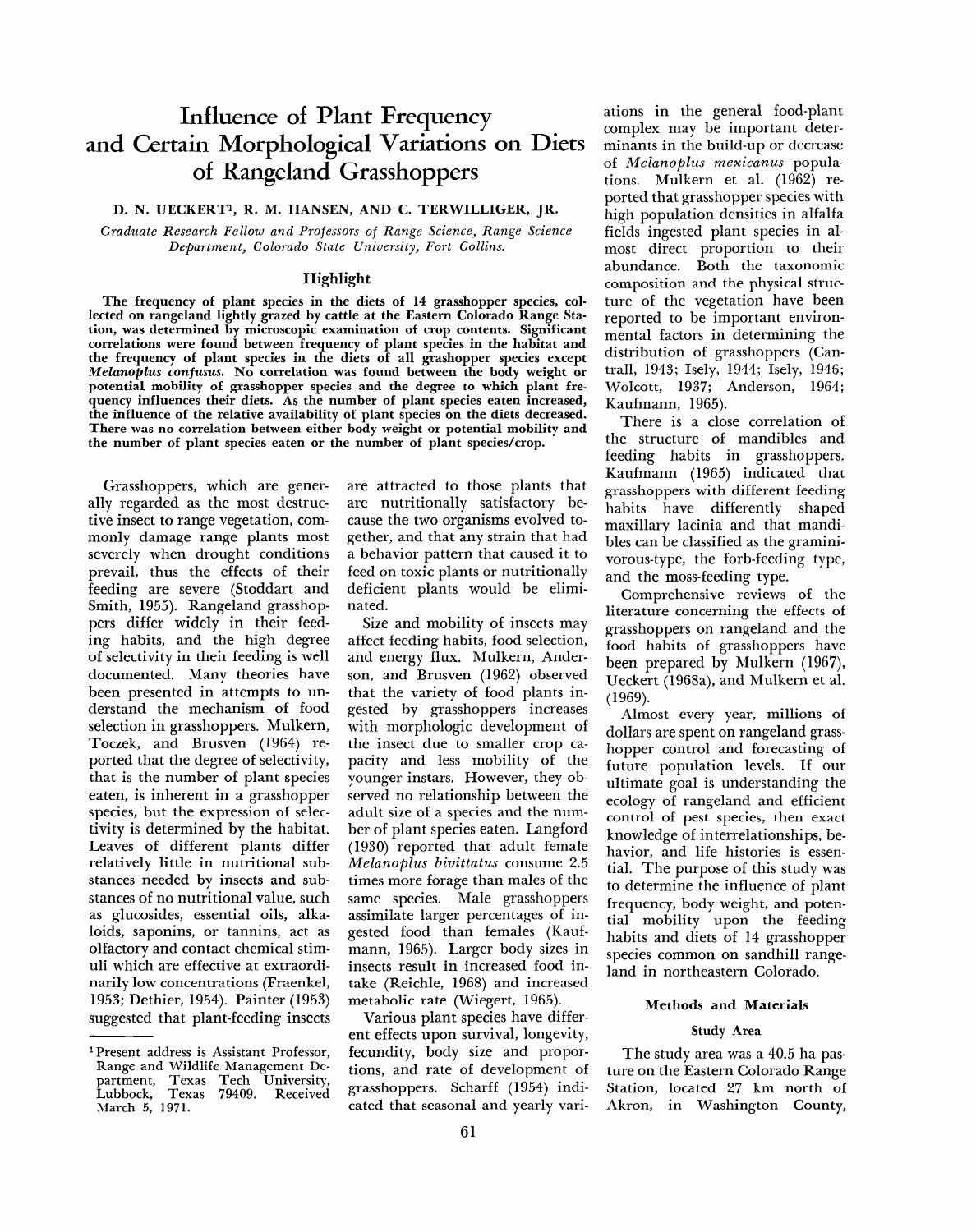# Influence of Plant Frequency and Certain Morphological Variations on Diets of Rangeland Grasshoppers

**D. N. UECKERT[1], R. M. HANSEN, AND C. TERWILLIGER, JR.**

*Graduate Research Fellow and Professors of Range Science, Range Science Department, Colorado State University, Fort Collins.*

## Highlight

**The frequency of plant species in the diets of 14 grasshopper species, collected on rangeland lightly grazed by cattle at the Eastern Colorado Range Station, was determined by microscopic examination of crop contents. Significant correlations were found between frequency of plant species in the habitat and the frequency of plant species in the diets of all grashopper species except *Melanoplus confusus*. No correlation was found between the body weight or potential mobility of grasshopper species and the degree to which plant frequency influences their diets. As the number of plant species eaten increased, the influence of the relative availability of plant species on the diets decreased. There was no correlation between either body weight or potential mobility and the number of plant species eaten or the number of plant species/crop.**

Grasshoppers, which are generally regarded as the most destructive insect to range vegetation, commonly damage range plants most severely when drought conditions prevail, thus the effects of their feeding are severe (Stoddart and Smith, 1955). Rangeland grasshoppers differ widely in their feeding habits, and the high degree of selectivity in their feeding is well documented. Many theories have been presented in attempts to understand the mechanism of food selection in grasshoppers. Mulkern, Toczek, and Brusven (1964) reported that the degree of selectivity, that is the number of plant species eaten, is inherent in a grasshopper species, but the expression of selectivity is determined by the habitat. Leaves of different plants differ relatively little in nutritional substances needed by insects and substances of no nutritional value, such as glucosides, essential oils, alkaloids, saponins, or tannins, act as olfactory and contact chemical stimuli which are effective at extraordinarily low concentrations (Fraenkel, 1953; Dethier, 1954). Painter (1953) suggested that plant-feeding insects are attracted to those plants that are nutritionally satisfactory because the two organisms evolved together, and that any strain that had a behavior pattern that caused it to feed on toxic plants or nutritionally deficient plants would be eliminated.

Size and mobility of insects may affect feeding habits, food selection, and energy flux. Mulkern, Anderson, and Brusven (1962) observed that the variety of food plants ingested by grasshoppers increases with morphologic development of the insect due to smaller crop capacity and less mobility of the younger instars. However, they observed no relationship between the adult size of a species and the number of plant species eaten. Langford (1930) reported that adult female *Melanoplus bivittatus* consume 2.5 times more forage than males of the same species. Male grasshoppers assimilate larger percentages of ingested food than females (Kaufmann, 1965). Larger body sizes in insects result in increased food intake (Reichle, 1968) and increased metabolic rate (Wiegert, 1965).

Various plant species have different effects upon survival, longevity, fecundity, body size and proportions, and rate of development of grasshoppers. Scharff (1954) indicated that seasonal and yearly variations in the general food-plant complex may be important determinants in the build-up or decrease of *Melanoplus mexicanus* populations. Mulkern et al. (1962) reported that grasshopper species with high population densities in alfalfa fields ingested plant species in almost direct proportion to their abundance. Both the taxonomic composition and the physical structure of the vegetation have been reported to be important environmental factors in determining the distribution of grasshoppers (Cantrall, 1943; Isely, 1944; Isely, 1946; Wolcott, 1937; Anderson, 1964; Kaufmann, 1965).

There is a close correlation of the structure of mandibles and feeding habits in grasshoppers. Kaufmann (1965) indicated that grasshoppers with different feeding habits have differently shaped maxillary lacinia and that mandibles can be classified as the graminivorous-type, the forb-feeding type, and the moss-feeding type.

Comprehensive reviews of the literature concerning the effects of grasshoppers on rangeland and the food habits of grasshoppers have been prepared by Mulkern (1967), Ueckert (1968a), and Mulkern et al. (1969).

Almost every year, millions of dollars are spent on rangeland grasshopper control and forecasting of future population levels. If our ultimate goal is understanding the ecology of rangeland and efficient control of pest species, then exact knowledge of interrelationships, behavior, and life histories is essential. The purpose of this study was to determine the influence of plant frequency, body weight, and potential mobility upon the feeding habits and diets of 14 grasshopper species common on sandhill rangeland in northeastern Colorado.

## Methods and Materials

### Study Area

The study area was a 40.5 ha pasture on the Eastern Colorado Range Station, located 27 km north of Akron, in Washington County,

[1] Present address is Assistant Professor, Range and Wildlife Management Department, Texas Tech University, Lubbock, Texas 79409. Received March 5, 1971.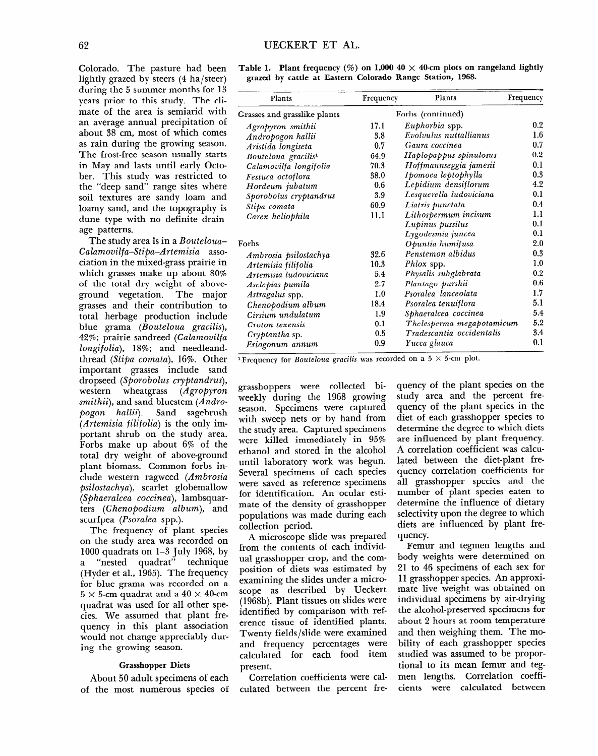Colorado. The pasture had been lightly grazed by steers (4 ha/steer) during the 5 summer months for 13 years prior to this study. The climate of the area is semiarid with an average annual precipitation of about 38 cm, most of which comes as rain during the growing season. The frost-free season usually starts in May and lasts until early October. This study was restricted to the "deep sand" range sites where soil textures are sandy loam and loamy sand, and the topography is dune type with no definite drainage patterns.

The study area is in a *Bouteloua–Calamovilfa–Stipa–Artemisia* association in the mixed-grass prairie in which grasses make up about 80% of the total dry weight of above-ground vegetation. The major grasses and their contribution to total herbage production include blue grama (*Bouteloua gracilis*), 42%; prairie sandreed (*Calamovilfa longifolia*), 18%; and needleandthread (*Stipa comata*), 16%. Other important grasses include sand dropseed (*Sporobolus cryptandrus*), western wheatgrass (*Agropyron smithii*), and sand bluestem (*Andropogon hallii*). Sand sagebrush (*Artemisia filifolia*) is the only important shrub on the study area. Forbs make up about 6% of the total dry weight of above-ground plant biomass. Common forbs include western ragweed (*Ambrosia psilostachya*), scarlet globemallow (*Sphaeralcea coccinea*), lambsquarters (*Chenopodium album*), and scurfpea (*Psoralea* spp.).

The frequency of plant species on the study area was recorded on 1000 quadrats on 1–3 July 1968, by a "nested quadrat" technique (Hyder et al., 1965). The frequency for blue grama was recorded on a 5 × 5-cm quadrat and a 40 × 40-cm quadrat was used for all other species. We assumed that plant frequency in this plant association would not change appreciably during the growing season.

**Table 1. Plant frequency (%) on 1,000 40 × 40-cm plots on rangeland lightly grazed by cattle at Eastern Colorado Range Station, 1968.**

| Plants | Frequency | Plants | Frequency |
|---|---|---|---|
| Grasses and grasslike plants | | Forbs (continued) | |
| *Agropyron smithii* | 17.1 | *Euphorbia* spp. | 0.2 |
| *Andropogon hallii* | 3.8 | *Evolvulus nuttallianus* | 1.6 |
| *Aristida longiseta* | 0.7 | *Gaura coccinea* | 0.7 |
| *Bouteloua gracilis*[1] | 64.9 | *Haplopappus spinulosus* | 0.2 |
| *Calamovilfa longifolia* | 70.3 | *Hoffmannseggia jamesii* | 0.1 |
| *Festuca octoflora* | 38.0 | *Ipomoea leptophylla* | 0.3 |
| *Hordeum jubatum* | 0.6 | *Lepidium densiflorum* | 4.2 |
| *Sporobolus cryptandrus* | 3.9 | *Lesquerella ludoviciana* | 0.1 |
| *Stipa comata* | 60.9 | *Liatris punctata* | 0.4 |
| *Carex heliophila* | 11.1 | *Lithospermum incisum* | 1.1 |
| | | *Lupinus pussilus* | 0.1 |
| | | *Lygodesmia juncea* | 0.1 |
| Forbs | | *Opuntia humifusa* | 2.0 |
| *Ambrosia psilostachya* | 32.6 | *Penstemon albidus* | 0.3 |
| *Artemisia filifolia* | 10.3 | *Phlox* spp. | 1.0 |
| *Artemisia ludoviciana* | 5.4 | *Physalis subglabrata* | 0.2 |
| *Asclepias pumila* | 2.7 | *Plantago purshii* | 0.6 |
| *Astragalus* spp. | 1.0 | *Psoralea lanceolata* | 1.7 |
| *Chenopodium album* | 18.4 | *Psoralea tenuiflora* | 5.1 |
| *Cirsium undulatum* | 1.9 | *Sphaeralcea coccinea* | 5.4 |
| *Croton texensis* | 0.1 | *Thelesperma megapotamicum* | 5.2 |
| *Cryptantha* sp. | 0.5 | *Tradescantia occidentalis* | 3.4 |
| *Eriogonum annum* | 0.9 | *Yucca glauca* | 0.1 |

[1] Frequency for *Bouteloua gracilis* was recorded on a 5 × 5-cm plot.

### Grasshopper Diets

About 50 adult specimens of each of the most numerous species of grasshoppers were collected biweekly during the 1968 growing season. Specimens were captured with sweep nets or by hand from the study area. Captured specimens were killed immediately in 95% ethanol and stored in the alcohol until laboratory work was begun. Several specimens of each species were saved as reference specimens for identification. An ocular estimate of the density of grasshopper populations was made during each collection period.

A microscope slide was prepared from the contents of each individual grasshopper crop, and the composition of diets was estimated by examining the slides under a microscope as described by Ueckert (1968b). Plant tissues on slides were identified by comparison with reference tissue of identified plants. Twenty fields/slide were examined and frequency percentages were calculated for each food item present.

Correlation coefficients were calculated between the percent frequency of the plant species on the study area and the percent frequency of the plant species in the diet of each grasshopper species to determine the degree to which diets are influenced by plant frequency. A correlation coefficient was calculated between the diet-plant frequency correlation coefficients for all grasshopper species and the number of plant species eaten to determine the influence of dietary selectivity upon the degree to which diets are influenced by plant frequency.

Femur and tegmen lengths and body weights were determined on 21 to 46 specimens of each sex for 11 grasshopper species. An approximate live weight was obtained on individual specimens by air-drying the alcohol-preserved specimens for about 2 hours at room temperature and then weighing them. The mobility of each grasshopper species studied was assumed to be proportional to its mean femur and tegmen lengths. Correlation coefficients were calculated between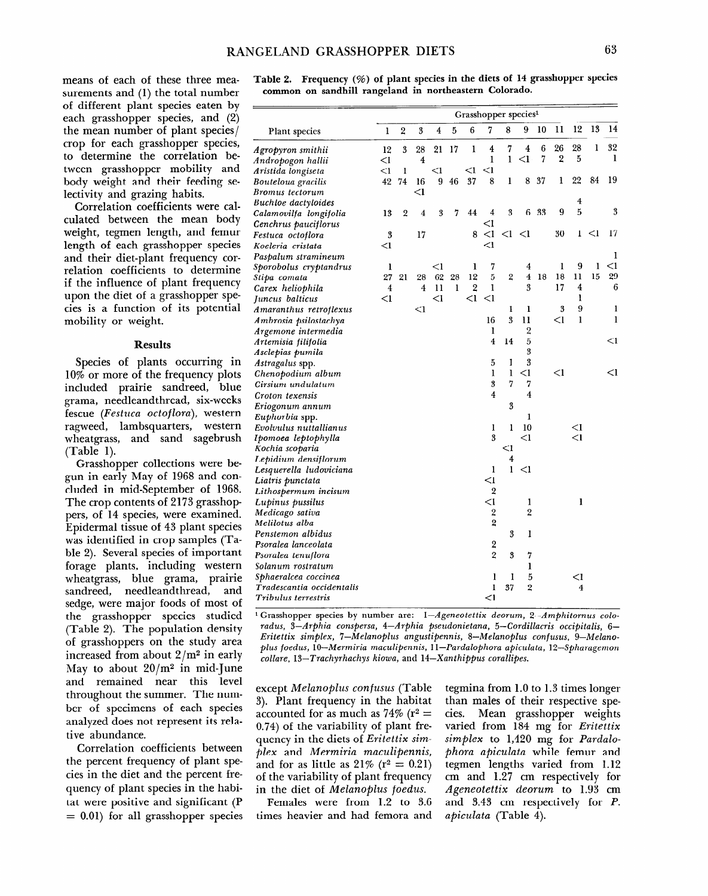means of each of these three measurements and (1) the total number of different plant species eaten by each grasshopper species, and (2) the mean number of plant species/crop for each grasshopper species, to determine the correlation between grasshopper mobility and body weight and their feeding selectivity and grazing habits.

Correlation coefficients were calculated between the mean body weight, tegmen length, and femur length of each grasshopper species and their diet-plant frequency correlation coefficients to determine if the influence of plant frequency upon the diet of a grasshopper species is a function of its potential mobility or weight.

## Results

Species of plants occurring in 10% or more of the frequency plots included prairie sandreed, blue grama, needleandthread, six-weeks fescue (*Festuca octoflora*), western ragweed, lambsquarters, western wheatgrass, and sand sagebrush (Table 1).

Grasshopper collections were begun in early May of 1968 and concluded in mid-September of 1968. The crop contents of 2173 grasshoppers, of 14 species, were examined. Epidermal tissue of 43 plant species was identified in crop samples (Table 2). Several species of important forage plants, including western wheatgrass, blue grama, prairie sandreed, needleandthread, and sedge, were major foods of most of the grasshopper species studied (Table 2). The population density of grasshoppers on the study area increased from about 2/m² in early May to about 20/m² in mid-June and remained near this level throughout the summer. The number of specimens of each species analyzed does not represent its relative abundance.

Correlation coefficients between the percent frequency of plant species in the diet and the percent frequency of plant species in the habitat were positive and significant ($P = 0.01$) for all grasshopper species except *Melanoplus confusus* (Table 3). Plant frequency in the habitat accounted for as much as 74% ($r^2 = 0.74$) of the variability of plant frequency in the diets of *Eritettix simplex* and *Mermiria maculipennis*, and for as little as 21% ($r^2 = 0.21$) of the variability of plant frequency in the diet of *Melanoplus foedus*.

Females were from 1.2 to 3.6 times heavier and had femora and tegmina from 1.0 to 1.3 times longer than males of their respective species. Mean grasshopper weights varied from 184 mg for *Eritettix simplex* to 1,420 mg for *Pardalophora apiculata* while femur and tegmen lengths varied from 1.12 cm and 1.27 cm respectively for *Ageneotettix deorum* to 1.93 cm and 3.43 cm respectively for *P. apiculata* (Table 4).

**Table 2. Frequency (%) of plant species in the diets of 14 grasshopper species common on sandhill rangeland in northeastern Colorado.**

| Plant species | Grasshopper species[1] | | | | | | | | | | | | | |
|---|---|---|---|---|---|---|---|---|---|---|---|---|---|---|
| | 1 | 2 | 3 | 4 | 5 | 6 | 7 | 8 | 9 | 10 | 11 | 12 | 13 | 14 |
| *Agropyron smithii* | 12 | 3 | 28 | 21 | 17 | 1 | 4 | 7 | 4 | 6 | 26 | 28 | 1 | 32 |
| *Andropogon hallii* | <1 | | 4 | | | | 1 | 1 | <1 | 7 | 2 | 5 | | 1 |
| *Aristida longiseta* | <1 | 1 | | <1 | | <1 | <1 | | | | | | | |
| *Bouteloua gracilis* | 42 | 74 | 16 | 9 | 46 | 37 | 8 | 1 | 8 | 37 | 1 | 22 | 84 | 19 |
| *Bromus tectorum* | | | <1 | | | | | | | | | | | |
| *Buchloe dactyloides* | | | | | | | | | | | | 4 | | |
| *Calamovilfa longifolia* | 13 | 2 | 4 | 3 | 7 | 44 | 4 | 3 | 6 | 33 | 9 | 5 | | 3 |
| *Cenchrus pauciflorus* | | | | | | | <1 | | | | | | | |
| *Festuca octoflora* | 3 | | 17 | | | 8 | <1 | <1 | <1 | | 30 | 1 | <1 | 17 |
| *Koeleria cristata* | <1 | | | | | | <1 | | | | | | | |
| *Paspalum stramineum* | | | | | | | | | | | | | | 1 |
| *Sporobolus cryptandrus* | 1 | | | <1 | | 1 | 7 | | 4 | | 1 | 9 | 1 | <1 |
| *Stipa comata* | 27 | 21 | 28 | 62 | 28 | 12 | 5 | 2 | 4 | 18 | 18 | 11 | 15 | 29 |
| *Carex heliophila* | 4 | | 4 | 11 | 1 | 2 | 1 | | 3 | | 17 | 4 | | 6 |
| *Juncus balticus* | <1 | | | <1 | | <1 | <1 | | | | | 1 | | |
| *Amaranthus retroflexus* | | | <1 | | | | | 1 | 1 | | 3 | 9 | | 1 |
| *Ambrosia psilostachya* | | | | | | | 16 | 3 | 11 | | <1 | 1 | | 1 |
| *Argemone intermedia* | | | | | | | 1 | | 2 | | | | | |
| *Artemisia filifolia* | | | | | | | 4 | 14 | 5 | | | | | <1 |
| *Asclepias pumila* | | | | | | | | | 3 | | | | | |
| *Astragalus* spp. | | | | | | | 5 | 1 | 3 | | | | | |
| *Chenopodium album* | | | | | | | 1 | 1 | <1 | | <1 | | | <1 |
| *Cirsium undulatum* | | | | | | | 3 | 7 | 7 | | | | | |
| *Croton texensis* | | | | | | | 4 | | 4 | | | | | |
| *Eriogonum annum* | | | | | | | | 3 | | | | | | |
| *Euphorbia* spp. | | | | | | | | | 1 | | | | | |
| *Evolvulus nuttallianus* | | | | | | | 1 | 1 | 10 | | | <1 | | |
| *Ipomoea leptophylla* | | | | | | | 3 | | <1 | | | <1 | | |
| *Kochia scoparia* | | | | | | | | <1 | | | | | | |
| *Lepidium densiflorum* | | | | | | | | 4 | | | | | | |
| *Lesquerella ludoviciana* | | | | | | | 1 | 1 | <1 | | | | | |
| *Liatris punctata* | | | | | | | <1 | | | | | | | |
| *Lithospermum incisum* | | | | | | | 2 | | | | | | | |
| *Lupinus pussilus* | | | | | | | <1 | | 1 | | | 1 | | |
| *Medicago sativa* | | | | | | | 2 | | 2 | | | | | |
| *Melilotus alba* | | | | | | | 2 | | | | | | | |
| *Penstemon albidus* | | | | | | | | 3 | 1 | | | | | |
| *Psoralea lanceolata* | | | | | | | 2 | | | | | | | |
| *Psoralea tenuflora* | | | | | | | 2 | 3 | 7 | | | | | |
| *Solanum rostratum* | | | | | | | | | 1 | | | | | |
| *Sphaeralcea coccinea* | | | | | | | 1 | 1 | 5 | | | <1 | | |
| *Tradescantia occidentalis* | | | | | | | 1 | 37 | 2 | | | 4 | | |
| *Tribulus terrestris* | | | | | | | <1 | | | | | | | |

[1] Grasshopper species by number are: 1—*Ageneotettix deorum*, 2—*Amphitornus coloradus*, 3—*Arphia conspersa*, 4—*Arphia pseudonietana*, 5—*Cordillacris occipitalis*, 6—*Eritettix simplex*, 7—*Melanoplus angustipennis*, 8—*Melanoplus confusus*, 9—*Melanoplus foedus*, 10—*Mermiria maculipennis*, 11—*Pardalophora apiculata*, 12—*Spharagemon collare*, 13—*Trachyrhachys kiowa*, and 14—*Xanthippus corallipes*.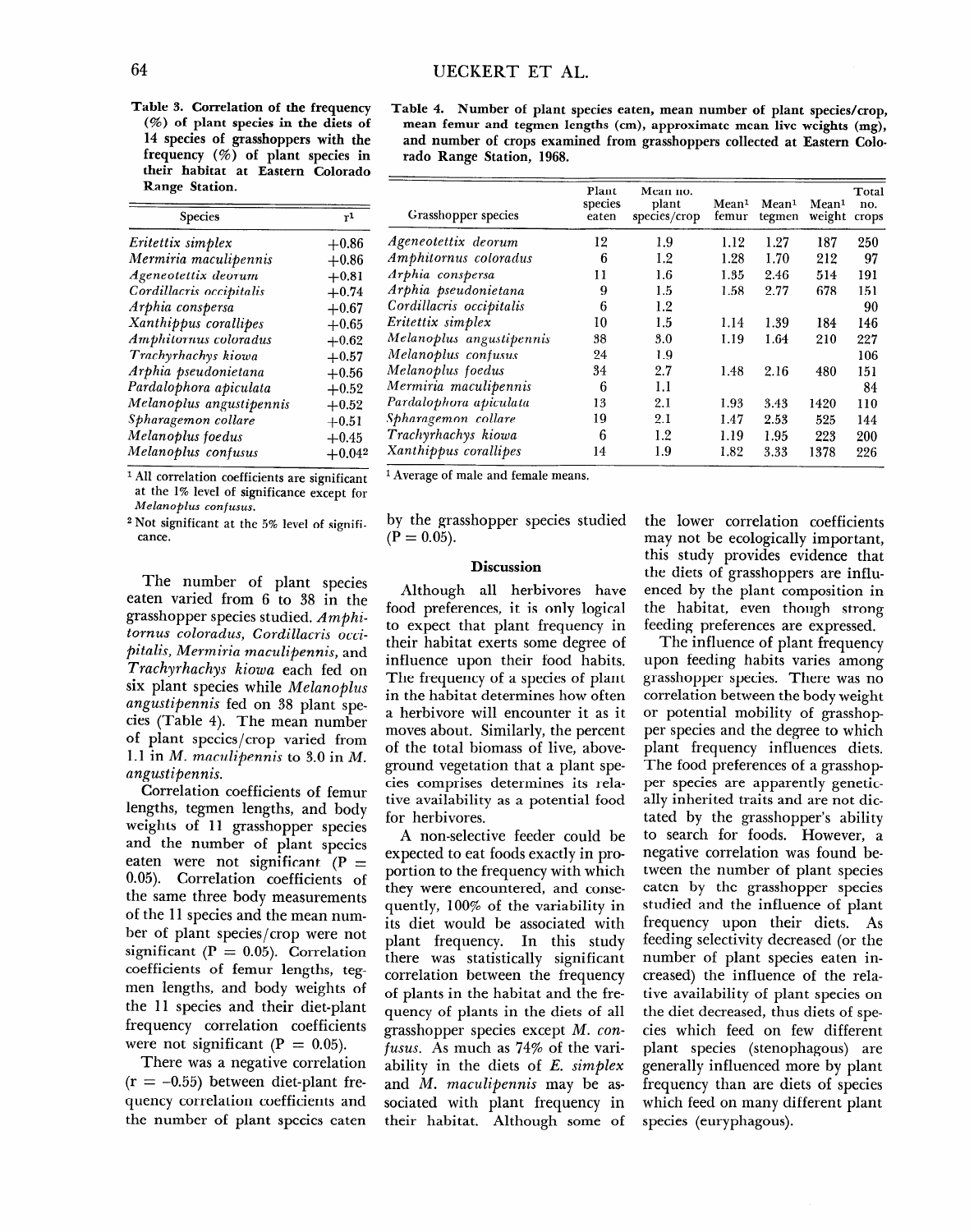**Table 3. Correlation of the frequency (%) of plant species in the diets of 14 species of grasshoppers with the frequency (%) of plant species in their habitat at Eastern Colorado Range Station.**

| Species | r[1] |
|---|---|
| *Eritettix simplex* | +0.86 |
| *Mermiria maculipennis* | +0.86 |
| *Ageneotettix deorum* | +0.81 |
| *Cordillacris occipitalis* | +0.74 |
| *Arphia conspersa* | +0.67 |
| *Xanthippus corallipes* | +0.65 |
| *Amphitornus coloradus* | +0.62 |
| *Trachyrhachys kiowa* | +0.57 |
| *Arphia pseudonietana* | +0.56 |
| *Pardalophora apiculata* | +0.52 |
| *Melanoplus angustipennis* | +0.52 |
| *Spharagemon collare* | +0.51 |
| *Melanoplus foedus* | +0.45 |
| *Melanoplus confusus* | +0.04[2] |

[1] All correlation coefficients are significant at the 1% level of significance except for *Melanoplus confusus*.

[2] Not significant at the 5% level of significance.

**Table 4. Number of plant species eaten, mean number of plant species/crop, mean femur and tegmen lengths (cm), approximate mean live weights (mg), and number of crops examined from grasshoppers collected at Eastern Colorado Range Station, 1968.**

| Grasshopper species | Plant species eaten | Mean no. plant species/crop | Mean[1] femur | Mean[1] tegmen | Mean[1] weight | Total no. crops |
|---|---|---|---|---|---|---|
| *Ageneotettix deorum* | 12 | 1.9 | 1.12 | 1.27 | 187 | 250 |
| *Amphitornus coloradus* | 6 | 1.2 | 1.28 | 1.70 | 212 | 97 |
| *Arphia conspersa* | 11 | 1.6 | 1.35 | 2.46 | 514 | 191 |
| *Arphia pseudonietana* | 9 | 1.5 | 1.58 | 2.77 | 678 | 151 |
| *Cordillacris occipitalis* | 6 | 1.2 | | | | 90 |
| *Eritettix simplex* | 10 | 1.5 | 1.14 | 1.39 | 184 | 146 |
| *Melanoplus angustipennis* | 38 | 3.0 | 1.19 | 1.64 | 210 | 227 |
| *Melanoplus confusus* | 24 | 1.9 | | | | 106 |
| *Melanoplus foedus* | 34 | 2.7 | 1.48 | 2.16 | 480 | 151 |
| *Mermiria maculipennis* | 6 | 1.1 | | | | 84 |
| *Pardalophora apiculata* | 13 | 2.1 | 1.93 | 3.43 | 1420 | 110 |
| *Spharagemon collare* | 19 | 2.1 | 1.47 | 2.53 | 525 | 144 |
| *Trachyrhachys kiowa* | 6 | 1.2 | 1.19 | 1.95 | 223 | 200 |
| *Xanthippus corallipes* | 14 | 1.9 | 1.82 | 3.33 | 1378 | 226 |

[1] Average of male and female means.

The number of plant species eaten varied from 6 to 38 in the grasshopper species studied. *Amphitornus coloradus*, *Cordillacris occipitalis*, *Mermiria maculipennis*, and *Trachyrhachys kiowa* each fed on six plant species while *Melanoplus angustipennis* fed on 38 plant species (Table 4). The mean number of plant species/crop varied from 1.1 in *M. maculipennis* to 3.0 in *M. angustipennis*.

Correlation coefficients of femur lengths, tegmen lengths, and body weights of 11 grasshopper species and the number of plant species eaten were not significant ($P = 0.05$). Correlation coefficients of the same three body measurements of the 11 species and the mean number of plant species/crop were not significant ($P = 0.05$). Correlation coefficients of femur lengths, tegmen lengths, and body weights of the 11 species and their diet-plant frequency correlation coefficients were not significant ($P = 0.05$).

There was a negative correlation ($r = -0.55$) between diet-plant frequency correlation coefficients and the number of plant species eaten by the grasshopper species studied ($P = 0.05$).

## Discussion

Although all herbivores have food preferences, it is only logical to expect that plant frequency in their habitat exerts some degree of influence upon their food habits. The frequency of a species of plant in the habitat determines how often a herbivore will encounter it as it moves about. Similarly, the percent of the total biomass of live, aboveground vegetation that a plant species comprises determines its relative availability as a potential food for herbivores.

A non-selective feeder could be expected to eat foods exactly in proportion to the frequency with which they were encountered, and consequently, 100% of the variability in its diet would be associated with plant frequency. In this study there was statistically significant correlation between the frequency of plants in the habitat and the frequency of plants in the diets of all grasshopper species except *M. confusus*. As much as 74% of the variability in the diets of *E. simplex* and *M. maculipennis* may be associated with plant frequency in their habitat. Although some of the lower correlation coefficients may not be ecologically important, this study provides evidence that the diets of grasshoppers are influenced by the plant composition in the habitat, even though strong feeding preferences are expressed.

The influence of plant frequency upon feeding habits varies among grasshopper species. There was no correlation between the body weight or potential mobility of grasshopper species and the degree to which plant frequency influences diets. The food preferences of a grasshopper species are apparently genetically inherited traits and are not dictated by the grasshopper's ability to search for foods. However, a negative correlation was found between the number of plant species eaten by the grasshopper species studied and the influence of plant frequency upon their diets. As feeding selectivity decreased (or the number of plant species eaten increased) the influence of the relative availability of plant species on the diet decreased, thus diets of species which feed on few different plant species (stenophagous) are generally influenced more by plant frequency than are diets of species which feed on many different plant species (euryphagous).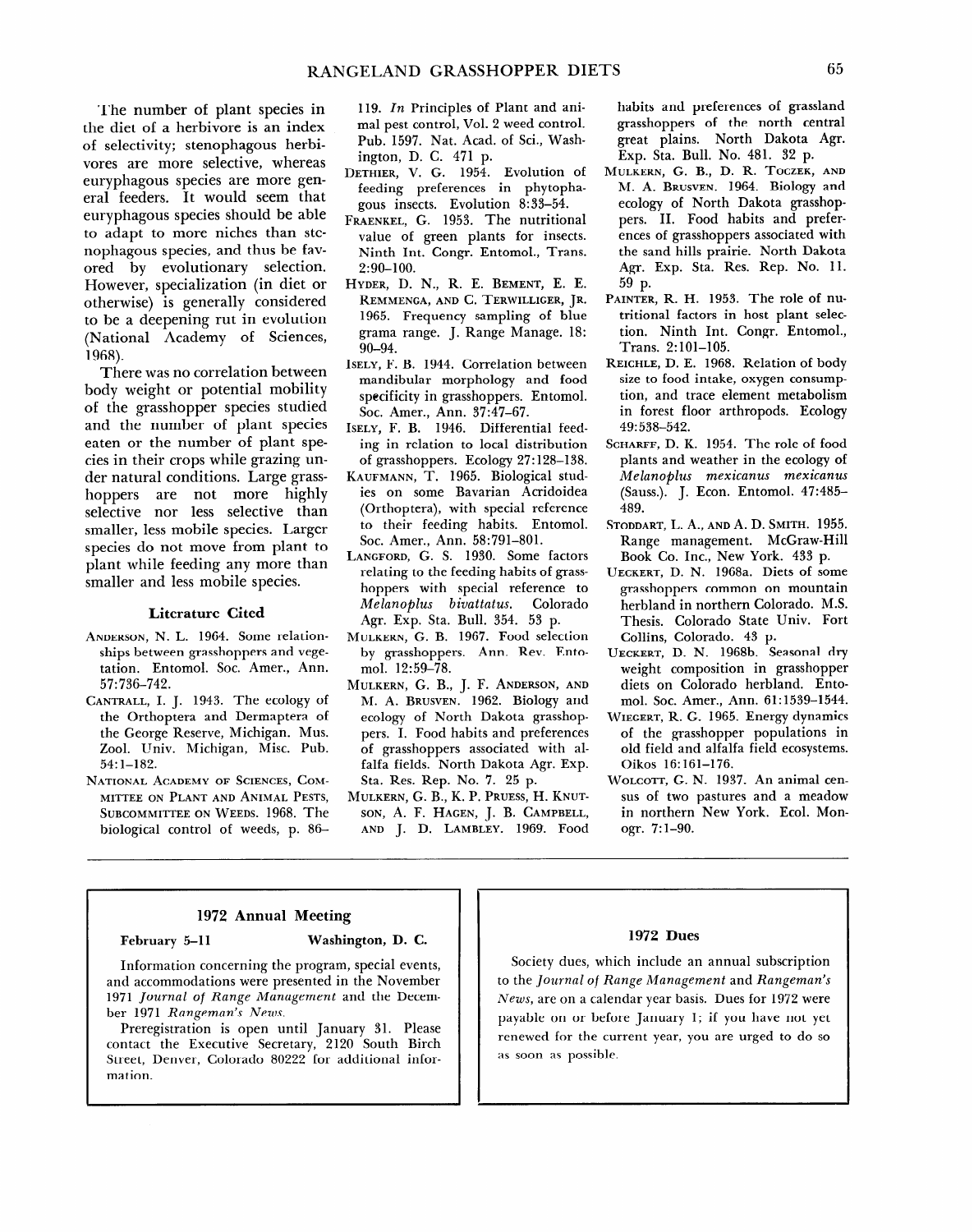The number of plant species in the diet of a herbivore is an index of selectivity; stenophagous herbivores are more selective, whereas euryphagous species are more general feeders. It would seem that euryphagous species should be able to adapt to more niches than stenophagous species, and thus be favored by evolutionary selection. However, specialization (in diet or otherwise) is generally considered to be a deepening rut in evolution (National Academy of Sciences, 1968).

There was no correlation between body weight or potential mobility of the grasshopper species studied and the number of plant species eaten or the number of plant species in their crops while grazing under natural conditions. Large grasshoppers are not more highly selective nor less selective than smaller, less mobile species. Larger species do not move from plant to plant while feeding any more than smaller and less mobile species.

### Literature Cited

ANDERSON, N. L. 1964. Some relationships between grasshoppers and vegetation. Entomol. Soc. Amer., Ann. 57:736–742.

CANTRALL, I. J. 1943. The ecology of the Orthoptera and Dermaptera of the George Reserve, Michigan. Mus. Zool. Univ. Michigan, Misc. Pub. 54:1–182.

NATIONAL ACADEMY OF SCIENCES, COMMITTEE ON PLANT AND ANIMAL PESTS, SUBCOMMITTEE ON WEEDS. 1968. The biological control of weeds, p. 86–119. *In* Principles of Plant and animal pest control, Vol. 2 weed control. Pub. 1597. Nat. Acad. of Sci., Washington, D. C. 471 p.

DETHIER, V. G. 1954. Evolution of feeding preferences in phytophagous insects. Evolution 8:33–54.

FRAENKEL, G. 1953. The nutritional value of green plants for insects. Ninth Int. Congr. Entomol., Trans. 2:90–100.

HYDER, D. N., R. E. BEMENT, E. E. REMMENGA, AND C. TERWILLIGER, JR. 1965. Frequency sampling of blue grama range. J. Range Manage. 18: 90–94.

ISELY, F. B. 1944. Correlation between mandibular morphology and food specificity in grasshoppers. Entomol. Soc. Amer., Ann. 37:47–67.

ISELY, F. B. 1946. Differential feeding in relation to local distribution of grasshoppers. Ecology 27:128–138.

KAUFMANN, T. 1965. Biological studies on some Bavarian Acridoidea (Orthoptera), with special reference to their feeding habits. Entomol. Soc. Amer., Ann. 58:791–801.

LANGFORD, G. S. 1930. Some factors relating to the feeding habits of grasshoppers with special reference to *Melanoplus bivattatus*. Colorado Agr. Exp. Sta. Bull. 354. 53 p.

MULKERN, G. B. 1967. Food selection by grasshoppers. Ann. Rev. Entomol. 12:59–78.

MULKERN, G. B., J. F. ANDERSON, AND M. A. BRUSVEN. 1962. Biology and ecology of North Dakota grasshoppers. I. Food habits and preferences of grasshoppers associated with alfalfa fields. North Dakota Agr. Exp. Sta. Res. Rep. No. 7. 25 p.

MULKERN, G. B., K. P. PRUESS, H. KNUTSON, A. F. HAGEN, J. B. CAMPBELL, AND J. D. LAMBLEY. 1969. Food habits and preferences of grassland grasshoppers of the north central great plains. North Dakota Agr. Exp. Sta. Bull. No. 481. 32 p.

MULKERN, G. B., D. R. TOCZEK, AND M. A. BRUSVEN. 1964. Biology and ecology of North Dakota grasshoppers. II. Food habits and preferences of grasshoppers associated with the sand hills prairie. North Dakota Agr. Exp. Sta. Res. Rep. No. 11. 59 p.

PAINTER, R. H. 1953. The role of nutritional factors in host plant selection. Ninth Int. Congr. Entomol., Trans. 2:101–105.

REICHLE, D. E. 1968. Relation of body size to food intake, oxygen consumption, and trace element metabolism in forest floor arthropods. Ecology 49:538–542.

SCHARFF, D. K. 1954. The role of food plants and weather in the ecology of *Melanoplus mexicanus mexicanus* (Sauss.). J. Econ. Entomol. 47:485–489.

STODDART, L. A., AND A. D. SMITH. 1955. Range management. McGraw-Hill Book Co. Inc., New York. 433 p.

UECKERT, D. N. 1968a. Diets of some grasshoppers common on mountain herbland in northern Colorado. M.S. Thesis. Colorado State Univ. Fort Collins, Colorado. 43 p.

UECKERT, D. N. 1968b. Seasonal dry weight composition in grasshopper diets on Colorado herbland. Entomol. Soc. Amer., Ann. 61:1539–1544.

WIEGERT, R. G. 1965. Energy dynamics of the grasshopper populations in old field and alfalfa field ecosystems. Oikos 16:161–176.

WOLCOTT, G. N. 1937. An animal census of two pastures and a meadow in northern New York. Ecol. Monogr. 7:1–90.

---

### 1972 Annual Meeting

**February 5–11** **Washington, D. C.**

Information concerning the program, special events, and accommodations were presented in the November 1971 *Journal of Range Management* and the December 1971 *Rangeman's News.*

Preregistration is open until January 31. Please contact the Executive Secretary, 2120 South Birch Street, Denver, Colorado 80222 for additional information.

### 1972 Dues

Society dues, which include an annual subscription to the *Journal of Range Management* and *Rangeman's News*, are on a calendar year basis. Dues for 1972 were payable on or before January 1; if you have not yet renewed for the current year, you are urged to do so as soon as possible.